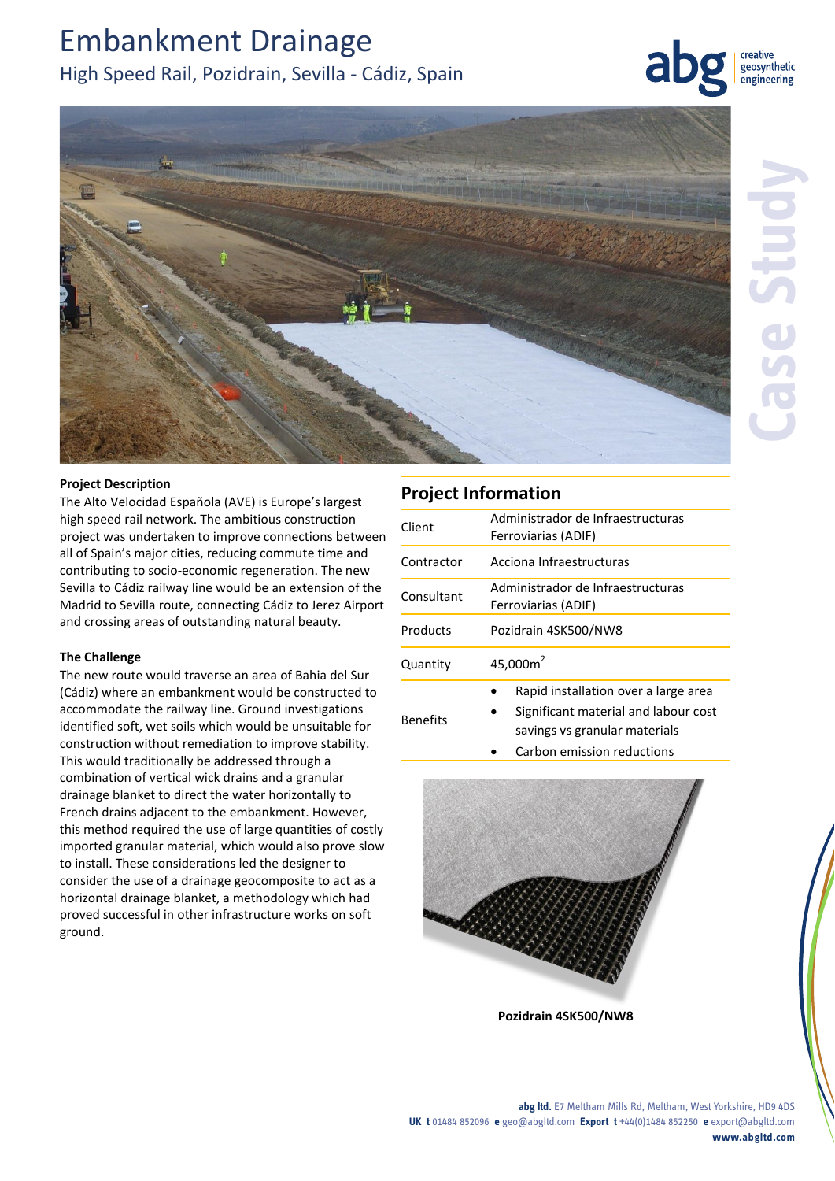# Embankment Drainage

## High Speed Rail, Pozidrain, Sevilla - Cádiz, Spain

Case Study

### Project Description

The Alto Velocidad Española (AVE) is Europe's largest high speed rail network. The ambitious construction project was undertaken to improve connections between all of Spain's major cities, reducing commute time and contributing to socio-economic regeneration. The new Sevilla to Cádiz railway line would be an extension of the Madrid to Sevilla route, connecting Cádiz to Jerez Airport and crossing areas of outstanding natural beauty.

### The Challenge

The new route would traverse an area of Bahia del Sur (Cádiz) where an embankment would be constructed to accommodate the railway line. Ground investigations identified soft, wet soils which would be unsuitable for construction without remediation to improve stability. This would traditionally be addressed through a combination of vertical wick drains and a granular drainage blanket to direct the water horizontally to French drains adjacent to the embankment. However, this method required the use of large quantities of costly imported granular material, which would also prove slow to install. These considerations led the designer to consider the use of a drainage geocomposite to act as a horizontal drainage blanket, a methodology which had proved successful in other infrastructure works on soft ground.

## Project Information

| | |
|---|---|
| Client | Administrador de Infraestructuras Ferroviarias (ADIF) |
| Contractor | Acciona Infraestructuras |
| Consultant | Administrador de Infraestructuras Ferroviarias (ADIF) |
| Products | Pozidrain 4SK500/NW8 |
| Quantity | 45,000m$^2$ |
| Benefits | • Rapid installation over a large area<br>• Significant material and labour cost savings vs granular materials<br>• Carbon emission reductions |

Pozidrain 4SK500/NW8

**abg ltd.** E7 Meltham Mills Rd, Meltham, West Yorkshire, HD9 4DS
**UK t** 01484 852096 **e** geo@abgltd.com **Export t** +44(0)1484 852250 **e** export@abgltd.com
**www.abgltd.com**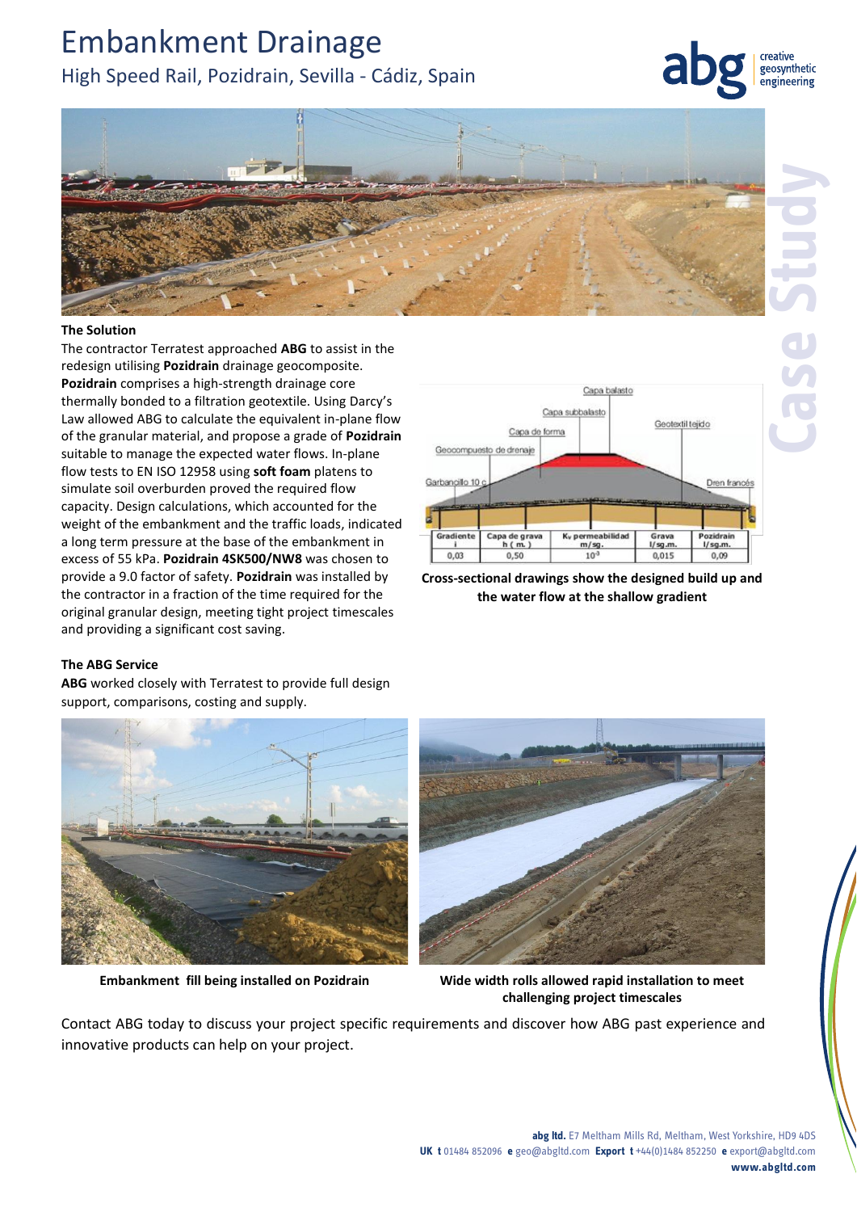# Embankment Drainage

## High Speed Rail, Pozidrain, Sevilla - Cádiz, Spain

### The Solution

The contractor Terratest approached **ABG** to assist in the redesign utilising **Pozidrain** drainage geocomposite. **Pozidrain** comprises a high-strength drainage core thermally bonded to a filtration geotextile. Using Darcy's Law allowed ABG to calculate the equivalent in-plane flow of the granular material, and propose a grade of **Pozidrain** suitable to manage the expected water flows. In-plane flow tests to EN ISO 12958 using **soft foam** platens to simulate soil overburden proved the required flow capacity. Design calculations, which accounted for the weight of the embankment and the traffic loads, indicated a long term pressure at the base of the embankment in excess of 55 kPa. **Pozidrain 4SK500/NW8** was chosen to provide a 9.0 factor of safety. **Pozidrain** was installed by the contractor in a fraction of the time required for the original granular design, meeting tight project timescales and providing a significant cost saving.

Capa balasto

Capa subbalasto

Capa de forma

Geotextil tejido

Geocompuesto de drenaje

Garbancillo 10 c

Dren francés

| Gradiente i | Capa de grava h ( m. ) | $K_y$ permeabilidad m/sg. | Grava l/sg.m. | Pozidrain l/sg.m. |
|---|---|---|---|---|
| 0,03 | 0,50 | $10^{-3}$ | 0,015 | 0,09 |

**Cross-sectional drawings show the designed build up and the water flow at the shallow gradient**

### The ABG Service

**ABG** worked closely with Terratest to provide full design support, comparisons, costing and supply.

**Embankment fill being installed on Pozidrain**

**Wide width rolls allowed rapid installation to meet challenging project timescales**

Contact ABG today to discuss your project specific requirements and discover how ABG past experience and innovative products can help on your project.

**abg ltd.** E7 Meltham Mills Rd, Meltham, West Yorkshire, HD9 4DS
**UK t** 01484 852096 **e** geo@abgltd.com **Export t** +44(0)1484 852250 **e** export@abgltd.com
**www.abgltd.com**